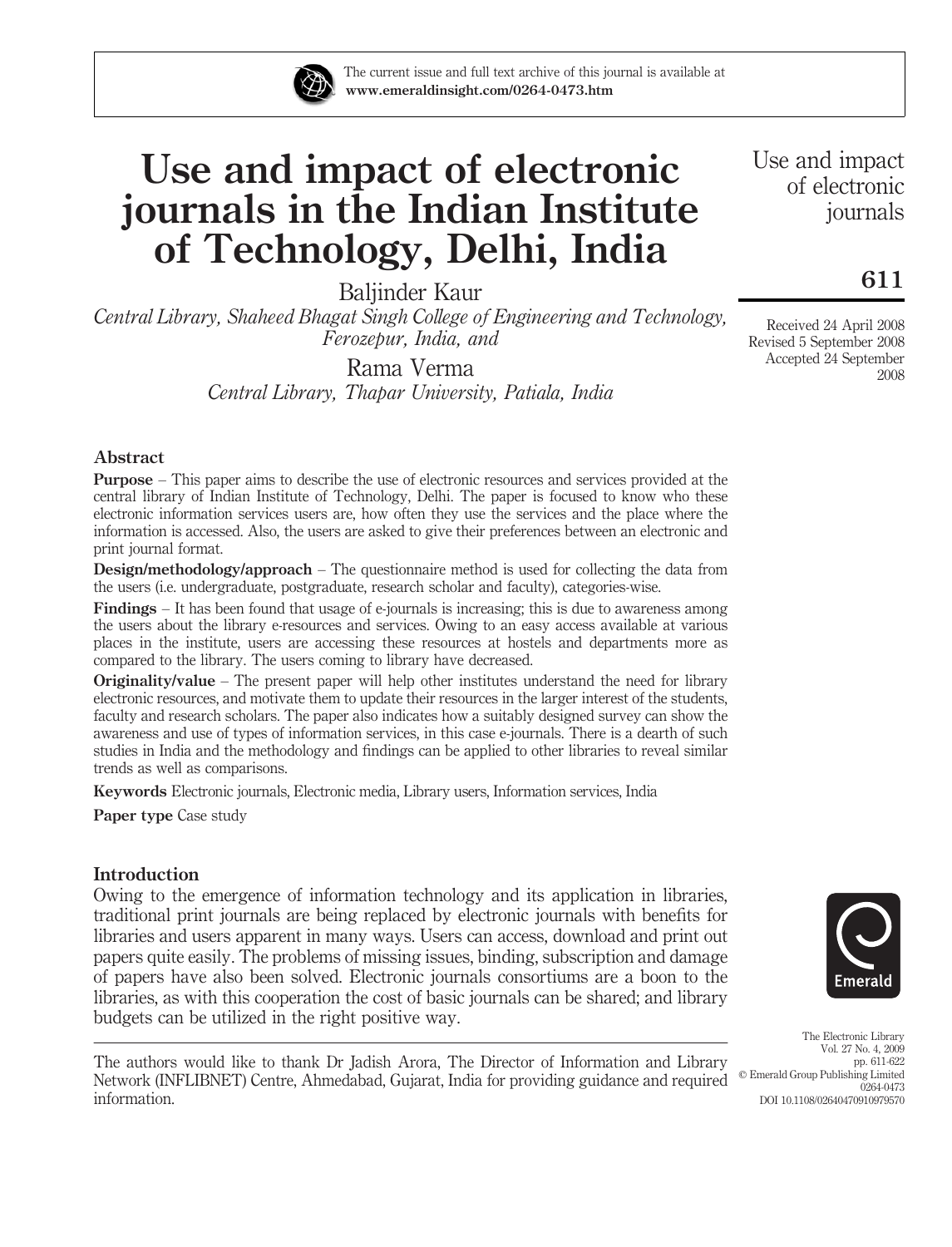The current issue and full text archive of this journal is available at **www.emeraldinsight.com/0264-0473.htm**

# Use and impact of electronic journals in the Indian Institute of Technology, Delhi, India

Baljinder Kaur

*Central Library, Shaheed Bhagat Singh College of Engineering and Technology, Ferozepur, India, and*

Rama Verma

*Central Library, Thapar University, Patiala, India*

Received 24 April 2008
Revised 5 September 2008
Accepted 24 September 2008

## Abstract

**Purpose** – This paper aims to describe the use of electronic resources and services provided at the central library of Indian Institute of Technology, Delhi. The paper is focused to know who these electronic information services users are, how often they use the services and the place where the information is accessed. Also, the users are asked to give their preferences between an electronic and print journal format.

**Design/methodology/approach** – The questionnaire method is used for collecting the data from the users (i.e. undergraduate, postgraduate, research scholar and faculty), categories-wise.

**Findings** – It has been found that usage of e-journals is increasing; this is due to awareness among the users about the library e-resources and services. Owing to an easy access available at various places in the institute, users are accessing these resources at hostels and departments more as compared to the library. The users coming to library have decreased.

**Originality/value** – The present paper will help other institutes understand the need for library electronic resources, and motivate them to update their resources in the larger interest of the students, faculty and research scholars. The paper also indicates how a suitably designed survey can show the awareness and use of types of information services, in this case e-journals. There is a dearth of such studies in India and the methodology and findings can be applied to other libraries to reveal similar trends as well as comparisons.

**Keywords** Electronic journals, Electronic media, Library users, Information services, India

**Paper type** Case study

## Introduction

Owing to the emergence of information technology and its application in libraries, traditional print journals are being replaced by electronic journals with benefits for libraries and users apparent in many ways. Users can access, download and print out papers quite easily. The problems of missing issues, binding, subscription and damage of papers have also been solved. Electronic journals consortiums are a boon to the libraries, as with this cooperation the cost of basic journals can be shared; and library budgets can be utilized in the right positive way.

The authors would like to thank Dr Jadish Arora, The Director of Information and Library Network (INFLIBNET) Centre, Ahmedabad, Gujarat, India for providing guidance and required information.

The Electronic Library
Vol. 27 No. 4, 2009
pp. 611-622
© Emerald Group Publishing Limited
0264-0473
DOI 10.1108/02640470910979570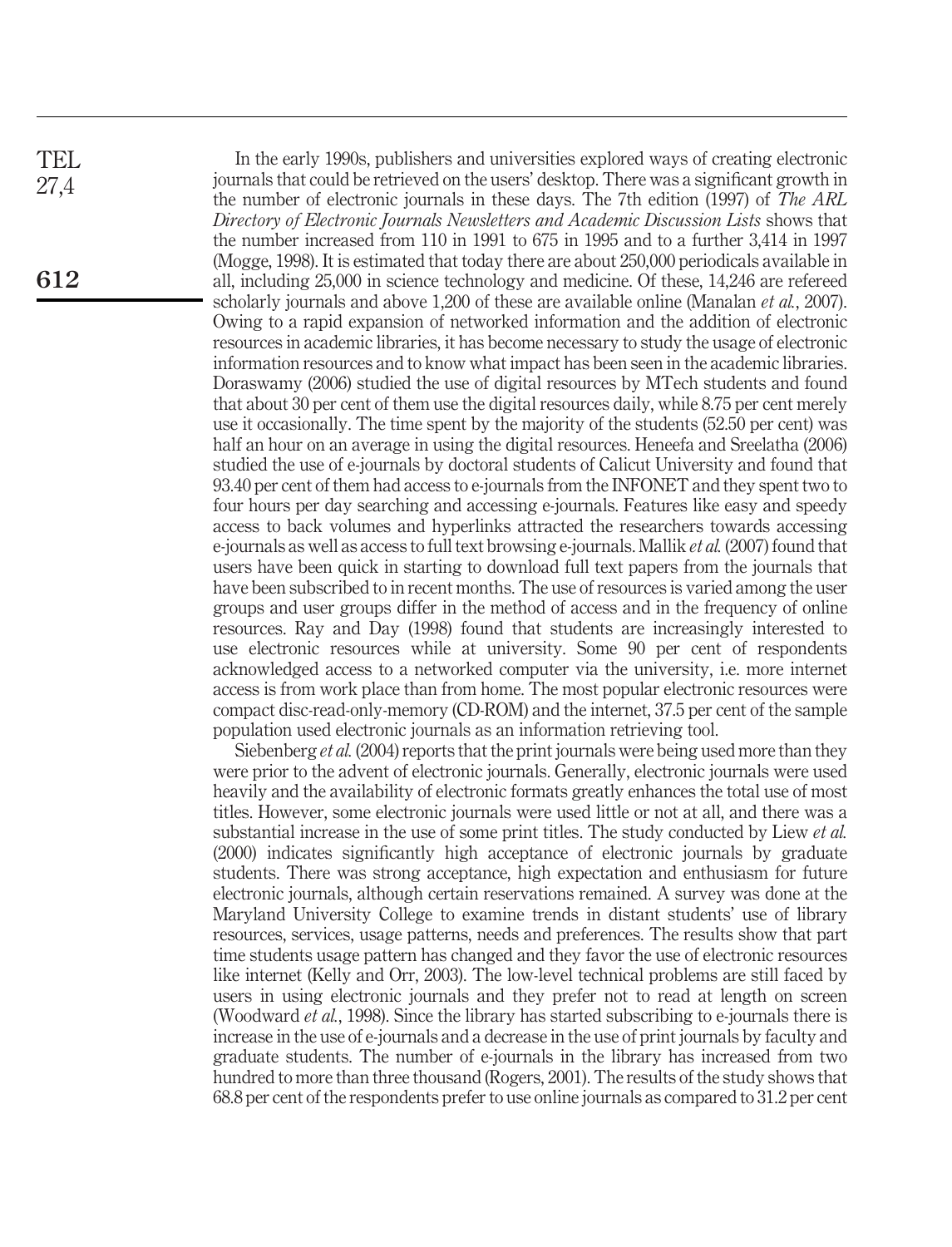In the early 1990s, publishers and universities explored ways of creating electronic journals that could be retrieved on the users' desktop. There was a significant growth in the number of electronic journals in these days. The 7th edition (1997) of *The ARL Directory of Electronic Journals Newsletters and Academic Discussion Lists* shows that the number increased from 110 in 1991 to 675 in 1995 and to a further 3,414 in 1997 (Mogge, 1998). It is estimated that today there are about 250,000 periodicals available in all, including 25,000 in science technology and medicine. Of these, 14,246 are refereed scholarly journals and above 1,200 of these are available online (Manalan *et al.*, 2007). Owing to a rapid expansion of networked information and the addition of electronic resources in academic libraries, it has become necessary to study the usage of electronic information resources and to know what impact has been seen in the academic libraries. Doraswamy (2006) studied the use of digital resources by MTech students and found that about 30 per cent of them use the digital resources daily, while 8.75 per cent merely use it occasionally. The time spent by the majority of the students (52.50 per cent) was half an hour on an average in using the digital resources. Heneefa and Sreelatha (2006) studied the use of e-journals by doctoral students of Calicut University and found that 93.40 per cent of them had access to e-journals from the INFONET and they spent two to four hours per day searching and accessing e-journals. Features like easy and speedy access to back volumes and hyperlinks attracted the researchers towards accessing e-journals as well as access to full text browsing e-journals. Mallik *et al.* (2007) found that users have been quick in starting to download full text papers from the journals that have been subscribed to in recent months. The use of resources is varied among the user groups and user groups differ in the method of access and in the frequency of online resources. Ray and Day (1998) found that students are increasingly interested to use electronic resources while at university. Some 90 per cent of respondents acknowledged access to a networked computer via the university, i.e. more internet access is from work place than from home. The most popular electronic resources were compact disc-read-only-memory (CD-ROM) and the internet, 37.5 per cent of the sample population used electronic journals as an information retrieving tool.

Siebenberg *et al.* (2004) reports that the print journals were being used more than they were prior to the advent of electronic journals. Generally, electronic journals were used heavily and the availability of electronic formats greatly enhances the total use of most titles. However, some electronic journals were used little or not at all, and there was a substantial increase in the use of some print titles. The study conducted by Liew *et al.* (2000) indicates significantly high acceptance of electronic journals by graduate students. There was strong acceptance, high expectation and enthusiasm for future electronic journals, although certain reservations remained. A survey was done at the Maryland University College to examine trends in distant students' use of library resources, services, usage patterns, needs and preferences. The results show that part time students usage pattern has changed and they favor the use of electronic resources like internet (Kelly and Orr, 2003). The low-level technical problems are still faced by users in using electronic journals and they prefer not to read at length on screen (Woodward *et al.*, 1998). Since the library has started subscribing to e-journals there is increase in the use of e-journals and a decrease in the use of print journals by faculty and graduate students. The number of e-journals in the library has increased from two hundred to more than three thousand (Rogers, 2001). The results of the study shows that 68.8 per cent of the respondents prefer to use online journals as compared to 31.2 per cent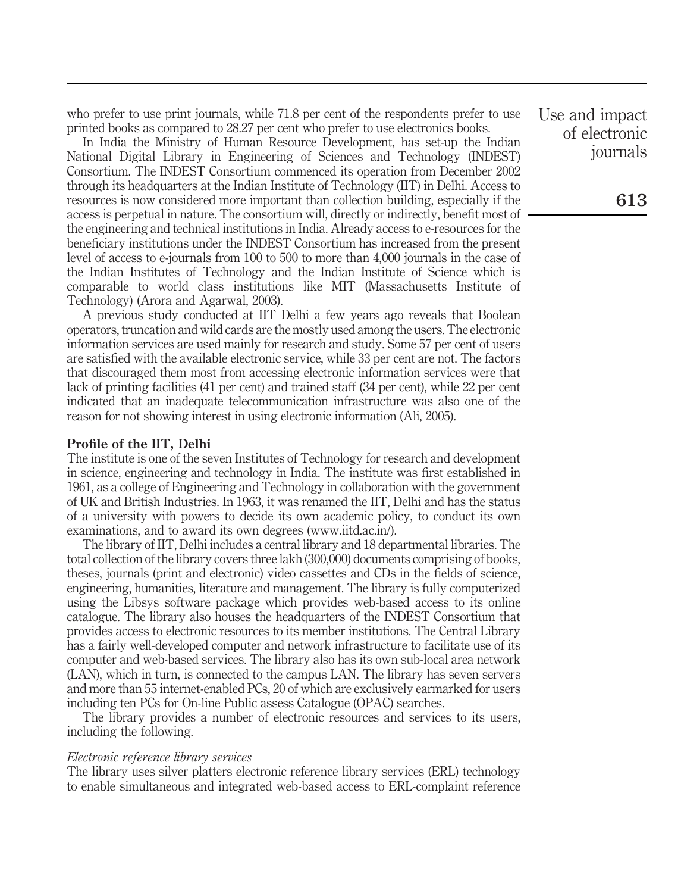who prefer to use print journals, while 71.8 per cent of the respondents prefer to use printed books as compared to 28.27 per cent who prefer to use electronics books.

In India the Ministry of Human Resource Development, has set-up the Indian National Digital Library in Engineering of Sciences and Technology (INDEST) Consortium. The INDEST Consortium commenced its operation from December 2002 through its headquarters at the Indian Institute of Technology (IIT) in Delhi. Access to resources is now considered more important than collection building, especially if the access is perpetual in nature. The consortium will, directly or indirectly, benefit most of the engineering and technical institutions in India. Already access to e-resources for the beneficiary institutions under the INDEST Consortium has increased from the present level of access to e-journals from 100 to 500 to more than 4,000 journals in the case of the Indian Institutes of Technology and the Indian Institute of Science which is comparable to world class institutions like MIT (Massachusetts Institute of Technology) (Arora and Agarwal, 2003).

A previous study conducted at IIT Delhi a few years ago reveals that Boolean operators, truncation and wild cards are the mostly used among the users. The electronic information services are used mainly for research and study. Some 57 per cent of users are satisfied with the available electronic service, while 33 per cent are not. The factors that discouraged them most from accessing electronic information services were that lack of printing facilities (41 per cent) and trained staff (34 per cent), while 22 per cent indicated that an inadequate telecommunication infrastructure was also one of the reason for not showing interest in using electronic information (Ali, 2005).

## Profile of the IIT, Delhi

The institute is one of the seven Institutes of Technology for research and development in science, engineering and technology in India. The institute was first established in 1961, as a college of Engineering and Technology in collaboration with the government of UK and British Industries. In 1963, it was renamed the IIT, Delhi and has the status of a university with powers to decide its own academic policy, to conduct its own examinations, and to award its own degrees (www.iitd.ac.in/).

The library of IIT, Delhi includes a central library and 18 departmental libraries. The total collection of the library covers three lakh (300,000) documents comprising of books, theses, journals (print and electronic) video cassettes and CDs in the fields of science, engineering, humanities, literature and management. The library is fully computerized using the Libsys software package which provides web-based access to its online catalogue. The library also houses the headquarters of the INDEST Consortium that provides access to electronic resources to its member institutions. The Central Library has a fairly well-developed computer and network infrastructure to facilitate use of its computer and web-based services. The library also has its own sub-local area network (LAN), which in turn, is connected to the campus LAN. The library has seven servers and more than 55 internet-enabled PCs, 20 of which are exclusively earmarked for users including ten PCs for On-line Public assess Catalogue (OPAC) searches.

The library provides a number of electronic resources and services to its users, including the following.

### *Electronic reference library services*

The library uses silver platters electronic reference library services (ERL) technology to enable simultaneous and integrated web-based access to ERL-complaint reference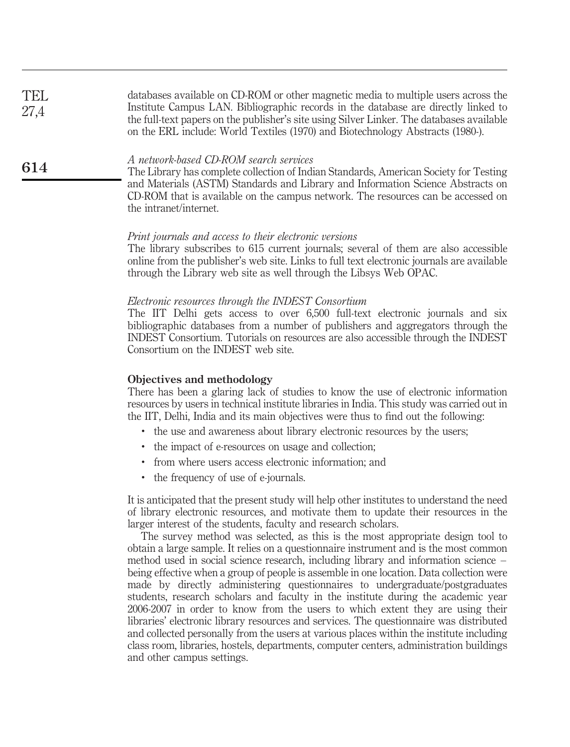databases available on CD-ROM or other magnetic media to multiple users across the Institute Campus LAN. Bibliographic records in the database are directly linked to the full-text papers on the publisher's site using Silver Linker. The databases available on the ERL include: World Textiles (1970) and Biotechnology Abstracts (1980-).

*A network-based CD-ROM search services*

The Library has complete collection of Indian Standards, American Society for Testing and Materials (ASTM) Standards and Library and Information Science Abstracts on CD-ROM that is available on the campus network. The resources can be accessed on the intranet/internet.

*Print journals and access to their electronic versions*

The library subscribes to 615 current journals; several of them are also accessible online from the publisher's web site. Links to full text electronic journals are available through the Library web site as well through the Libsys Web OPAC.

*Electronic resources through the INDEST Consortium*

The IIT Delhi gets access to over 6,500 full-text electronic journals and six bibliographic databases from a number of publishers and aggregators through the INDEST Consortium. Tutorials on resources are also accessible through the INDEST Consortium on the INDEST web site.

## Objectives and methodology

There has been a glaring lack of studies to know the use of electronic information resources by users in technical institute libraries in India. This study was carried out in the IIT, Delhi, India and its main objectives were thus to find out the following:

- the use and awareness about library electronic resources by the users;
- the impact of e-resources on usage and collection;
- from where users access electronic information; and
- the frequency of use of e-journals.

It is anticipated that the present study will help other institutes to understand the need of library electronic resources, and motivate them to update their resources in the larger interest of the students, faculty and research scholars.

The survey method was selected, as this is the most appropriate design tool to obtain a large sample. It relies on a questionnaire instrument and is the most common method used in social science research, including library and information science – being effective when a group of people is assemble in one location. Data collection were made by directly administering questionnaires to undergraduate/postgraduates students, research scholars and faculty in the institute during the academic year 2006-2007 in order to know from the users to which extent they are using their libraries' electronic library resources and services. The questionnaire was distributed and collected personally from the users at various places within the institute including class room, libraries, hostels, departments, computer centers, administration buildings and other campus settings.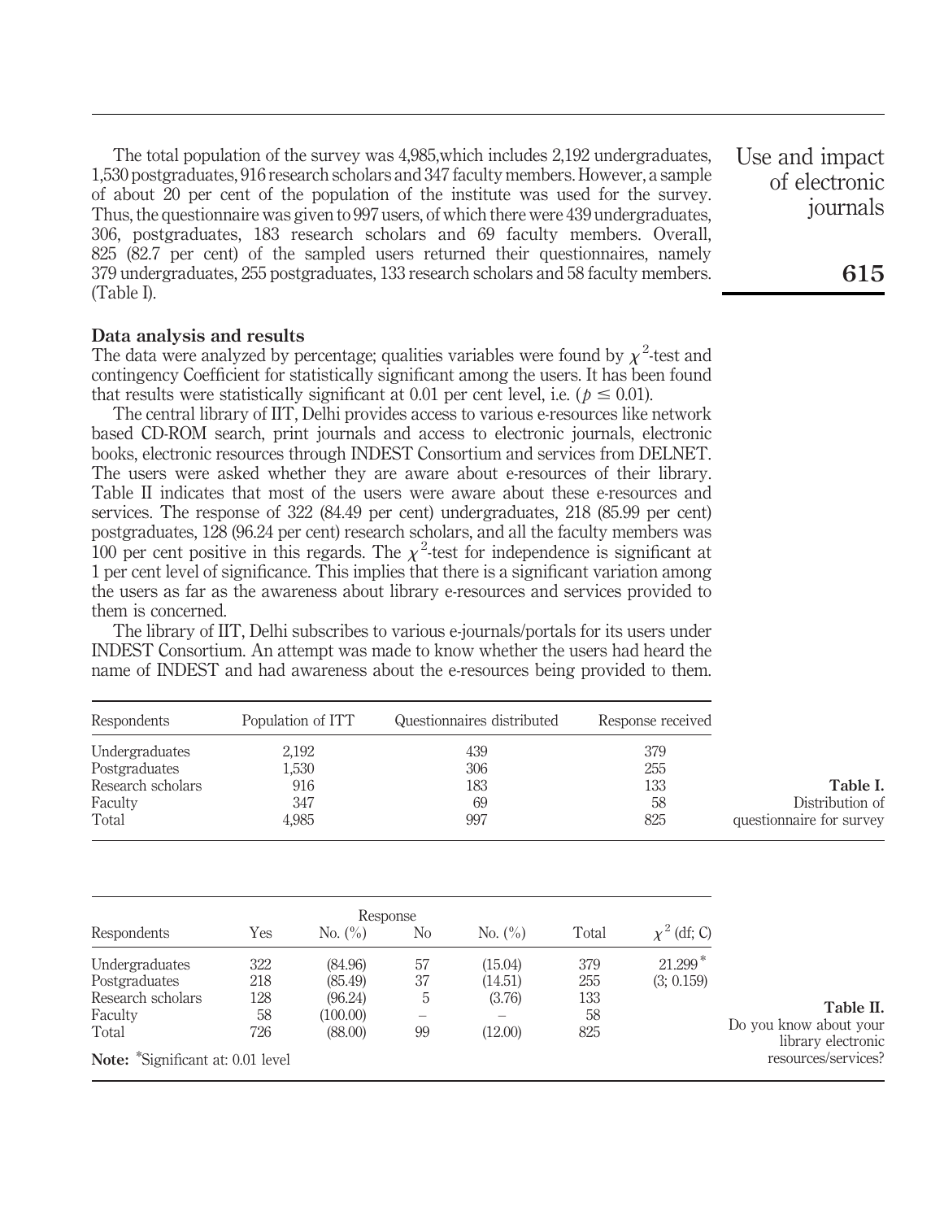The total population of the survey was 4,985,which includes 2,192 undergraduates, 1,530 postgraduates, 916 research scholars and 347 faculty members. However, a sample of about 20 per cent of the population of the institute was used for the survey. Thus, the questionnaire was given to 997 users, of which there were 439 undergraduates, 306, postgraduates, 183 research scholars and 69 faculty members. Overall, 825 (82.7 per cent) of the sampled users returned their questionnaires, namely 379 undergraduates, 255 postgraduates, 133 research scholars and 58 faculty members. (Table I).

## Data analysis and results

The data were analyzed by percentage; qualities variables were found by $\chi^2$-test and contingency Coefficient for statistically significant among the users. It has been found that results were statistically significant at 0.01 per cent level, i.e. ($p \leq 0.01$).

The central library of IIT, Delhi provides access to various e-resources like network based CD-ROM search, print journals and access to electronic journals, electronic books, electronic resources through INDEST Consortium and services from DELNET. The users were asked whether they are aware about e-resources of their library. Table II indicates that most of the users were aware about these e-resources and services. The response of 322 (84.49 per cent) undergraduates, 218 (85.99 per cent) postgraduates, 128 (96.24 per cent) research scholars, and all the faculty members was 100 per cent positive in this regards. The $\chi^2$-test for independence is significant at 1 per cent level of significance. This implies that there is a significant variation among the users as far as the awareness about library e-resources and services provided to them is concerned.

The library of IIT, Delhi subscribes to various e-journals/portals for its users under INDEST Consortium. An attempt was made to know whether the users had heard the name of INDEST and had awareness about the e-resources being provided to them.

**Table I.** Distribution of questionnaire for survey

| Respondents | Population of ITT | Questionnaires distributed | Response received |
|---|---|---|---|
| Undergraduates | 2,192 | 439 | 379 |
| Postgraduates | 1,530 | 306 | 255 |
| Research scholars | 916 | 183 | 133 |
| Faculty | 347 | 69 | 58 |
| Total | 4,985 | 997 | 825 |

**Table II.** Do you know about your library electronic resources/services?

| | Response | | | | | |
|---|---|---|---|---|---|---|
| Respondents | Yes | No. (%) | No | No. (%) | Total | $\chi^2$ (df; C) |
| Undergraduates | 322 | (84.96) | 57 | (15.04) | 379 | 21.299* |
| Postgraduates | 218 | (85.49) | 37 | (14.51) | 255 | (3; 0.159) |
| Research scholars | 128 | (96.24) | 5 | (3.76) | 133 | |
| Faculty | 58 | (100.00) | – | – | 58 | |
| Total | 726 | (88.00) | 99 | (12.00) | 825 | |

**Note:** *Significant at: 0.01 level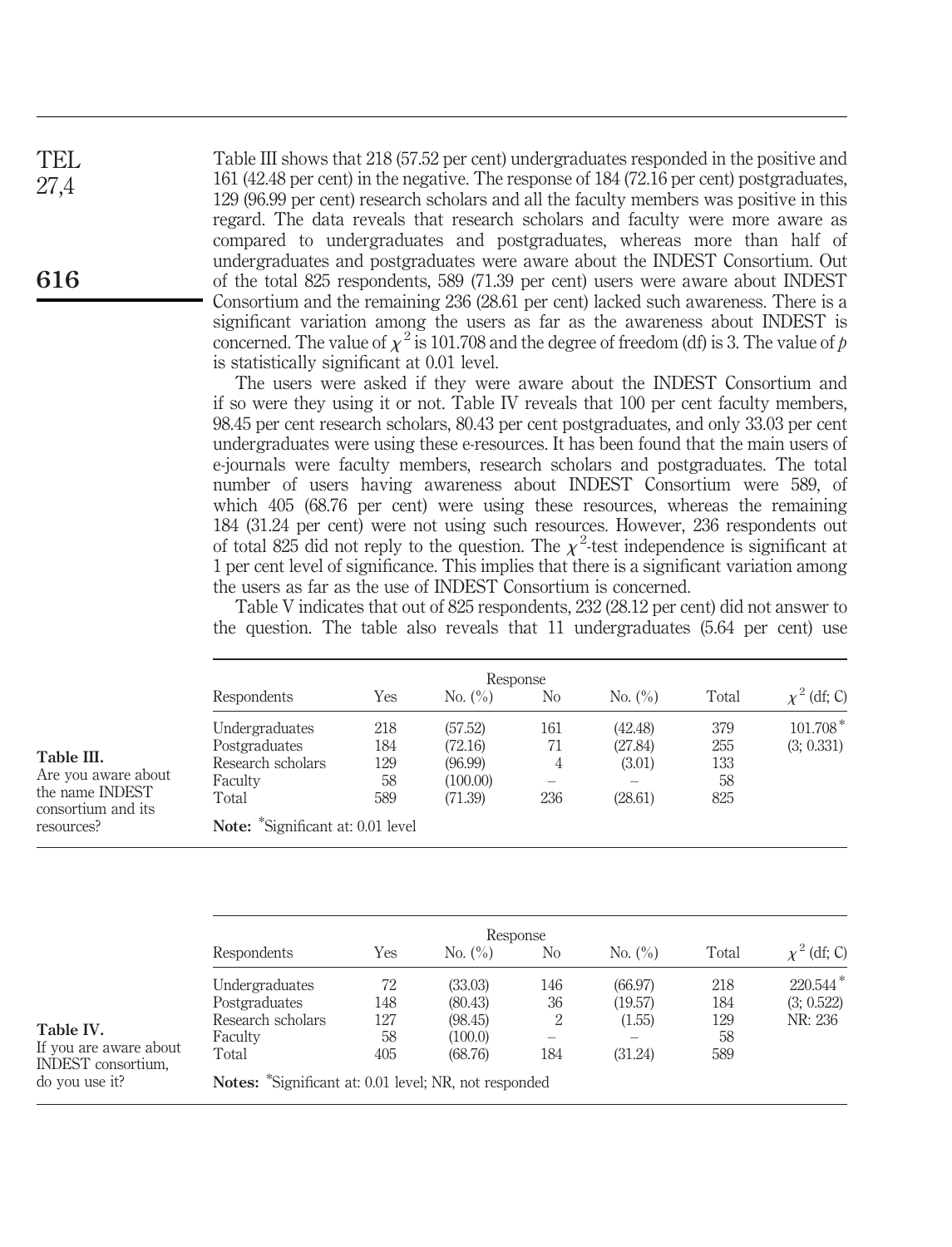Table III shows that 218 (57.52 per cent) undergraduates responded in the positive and 161 (42.48 per cent) in the negative. The response of 184 (72.16 per cent) postgraduates, 129 (96.99 per cent) research scholars and all the faculty members was positive in this regard. The data reveals that research scholars and faculty were more aware as compared to undergraduates and postgraduates, whereas more than half of undergraduates and postgraduates were aware about the INDEST Consortium. Out of the total 825 respondents, 589 (71.39 per cent) users were aware about INDEST Consortium and the remaining 236 (28.61 per cent) lacked such awareness. There is a significant variation among the users as far as the awareness about INDEST is concerned. The value of $\chi^2$ is 101.708 and the degree of freedom (df) is 3. The value of $p$ is statistically significant at 0.01 level.

The users were asked if they were aware about the INDEST Consortium and if so were they using it or not. Table IV reveals that 100 per cent faculty members, 98.45 per cent research scholars, 80.43 per cent postgraduates, and only 33.03 per cent undergraduates were using these e-resources. It has been found that the main users of e-journals were faculty members, research scholars and postgraduates. The total number of users having awareness about INDEST Consortium were 589, of which 405 (68.76 per cent) were using these resources, whereas the remaining 184 (31.24 per cent) were not using such resources. However, 236 respondents out of total 825 did not reply to the question. The $\chi^2$-test independence is significant at 1 per cent level of significance. This implies that there is a significant variation among the users as far as the use of INDEST Consortium is concerned.

Table V indicates that out of 825 respondents, 232 (28.12 per cent) did not answer to the question. The table also reveals that 11 undergraduates (5.64 per cent) use

**Table III.** Are you aware about the name INDEST consortium and its resources?

| Respondents | Yes | No. (%) | No | No. (%) | Total | $\chi^2$ (df; C) |
|---|---|---|---|---|---|---|
| Undergraduates | 218 | (57.52) | 161 | (42.48) | 379 | 101.708* |
| Postgraduates | 184 | (72.16) | 71 | (27.84) | 255 | (3; 0.331) |
| Research scholars | 129 | (96.99) | 4 | (3.01) | 133 | |
| Faculty | 58 | (100.00) | – | – | 58 | |
| Total | 589 | (71.39) | 236 | (28.61) | 825 | |

**Note:** *Significant at: 0.01 level

**Table IV.** If you are aware about INDEST consortium, do you use it?

| Respondents | Yes | No. (%) | No | No. (%) | Total | $\chi^2$ (df; C) |
|---|---|---|---|---|---|---|
| Undergraduates | 72 | (33.03) | 146 | (66.97) | 218 | 220.544* |
| Postgraduates | 148 | (80.43) | 36 | (19.57) | 184 | (3; 0.522) |
| Research scholars | 127 | (98.45) | 2 | (1.55) | 129 | NR: 236 |
| Faculty | 58 | (100.0) | – | – | 58 | |
| Total | 405 | (68.76) | 184 | (31.24) | 589 | |

**Notes:** *Significant at: 0.01 level; NR, not responded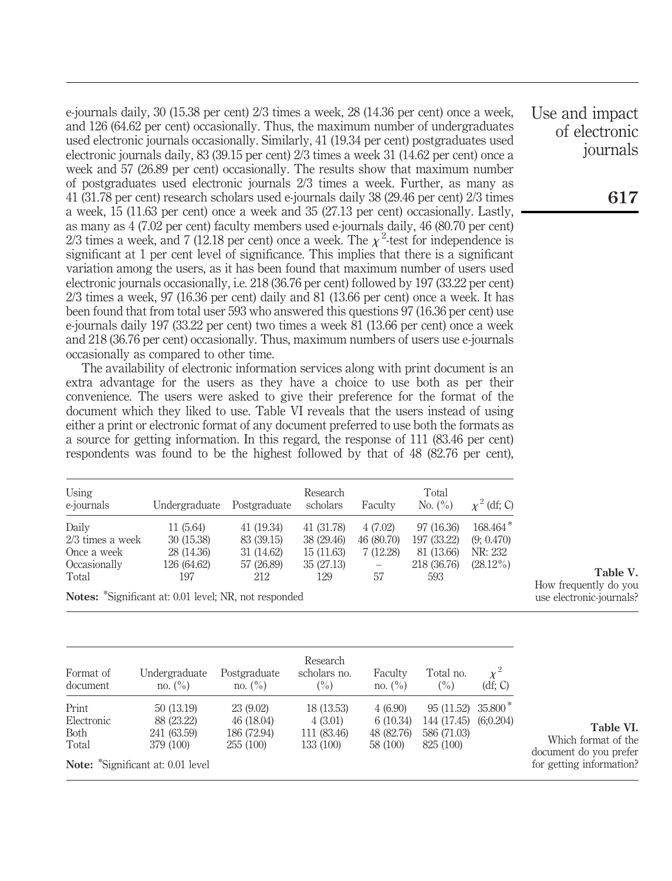e-journals daily, 30 (15.38 per cent) 2/3 times a week, 28 (14.36 per cent) once a week, and 126 (64.62 per cent) occasionally. Thus, the maximum number of undergraduates used electronic journals occasionally. Similarly, 41 (19.34 per cent) postgraduates used electronic journals daily, 83 (39.15 per cent) 2/3 times a week 31 (14.62 per cent) once a week and 57 (26.89 per cent) occasionally. The results show that maximum number of postgraduates used electronic journals 2/3 times a week. Further, as many as 41 (31.78 per cent) research scholars used e-journals daily 38 (29.46 per cent) 2/3 times a week, 15 (11.63 per cent) once a week and 35 (27.13 per cent) occasionally. Lastly, as many as 4 (7.02 per cent) faculty members used e-journals daily, 46 (80.70 per cent) 2/3 times a week, and 7 (12.18 per cent) once a week. The $\chi^2$-test for independence is significant at 1 per cent level of significance. This implies that there is a significant variation among the users, as it has been found that maximum number of users used electronic journals occasionally, i.e. 218 (36.76 per cent) followed by 197 (33.22 per cent) 2/3 times a week, 97 (16.36 per cent) daily and 81 (13.66 per cent) once a week. It has been found that from total user 593 who answered this questions 97 (16.36 per cent) use e-journals daily 197 (33.22 per cent) two times a week 81 (13.66 per cent) once a week and 218 (36.76 per cent) occasionally. Thus, maximum numbers of users use e-journals occasionally as compared to other time.

The availability of electronic information services along with print document is an extra advantage for the users as they have a choice to use both as per their convenience. The users were asked to give their preference for the format of the document which they liked to use. Table VI reveals that the users instead of using either a print or electronic format of any document preferred to use both the formats as a source for getting information. In this regard, the response of 111 (83.46 per cent) respondents was found to be the highest followed by that of 48 (82.76 per cent),

| Using e-journals | Undergraduate | Postgraduate | Research scholars | Faculty | Total No. (%) | $\chi^2$ (df; C) |
|---|---|---|---|---|---|---|
| Daily | 11 (5.64) | 41 (19.34) | 41 (31.78) | 4 (7.02) | 97 (16.36) | 168.464* |
| 2/3 times a week | 30 (15.38) | 83 (39.15) | 38 (29.46) | 46 (80.70) | 197 (33.22) | (9; 0.470) |
| Once a week | 28 (14.36) | 31 (14.62) | 15 (11.63) | 7 (12.28) | 81 (13.66) | NR: 232 |
| Occasionally | 126 (64.62) | 57 (26.89) | 35 (27.13) | – | 218 (36.76) | (28.12%) |
| Total | 197 | 212 | 129 | 57 | 593 | |

**Notes:** *Significant at: 0.01 level; NR, not responded

**Table V.** How frequently do you use electronic-journals?

| Format of document | Undergraduate no. (%) | Postgraduate no. (%) | Research scholars no. (%) | Faculty no. (%) | Total no. (%) | $\chi^2$ (df; C) |
|---|---|---|---|---|---|---|
| Print | 50 (13.19) | 23 (9.02) | 18 (13.53) | 4 (6.90) | 95 (11.52) | 35.800* |
| Electronic | 88 (23.22) | 46 (18.04) | 4 (3.01) | 6 (10.34) | 144 (17.45) | (6;0.204) |
| Both | 241 (63.59) | 186 (72.94) | 111 (83.46) | 48 (82.76) | 586 (71.03) | |
| Total | 379 (100) | 255 (100) | 133 (100) | 58 (100) | 825 (100) | |

**Note:** *Significant at: 0.01 level

**Table VI.** Which format of the document do you prefer for getting information?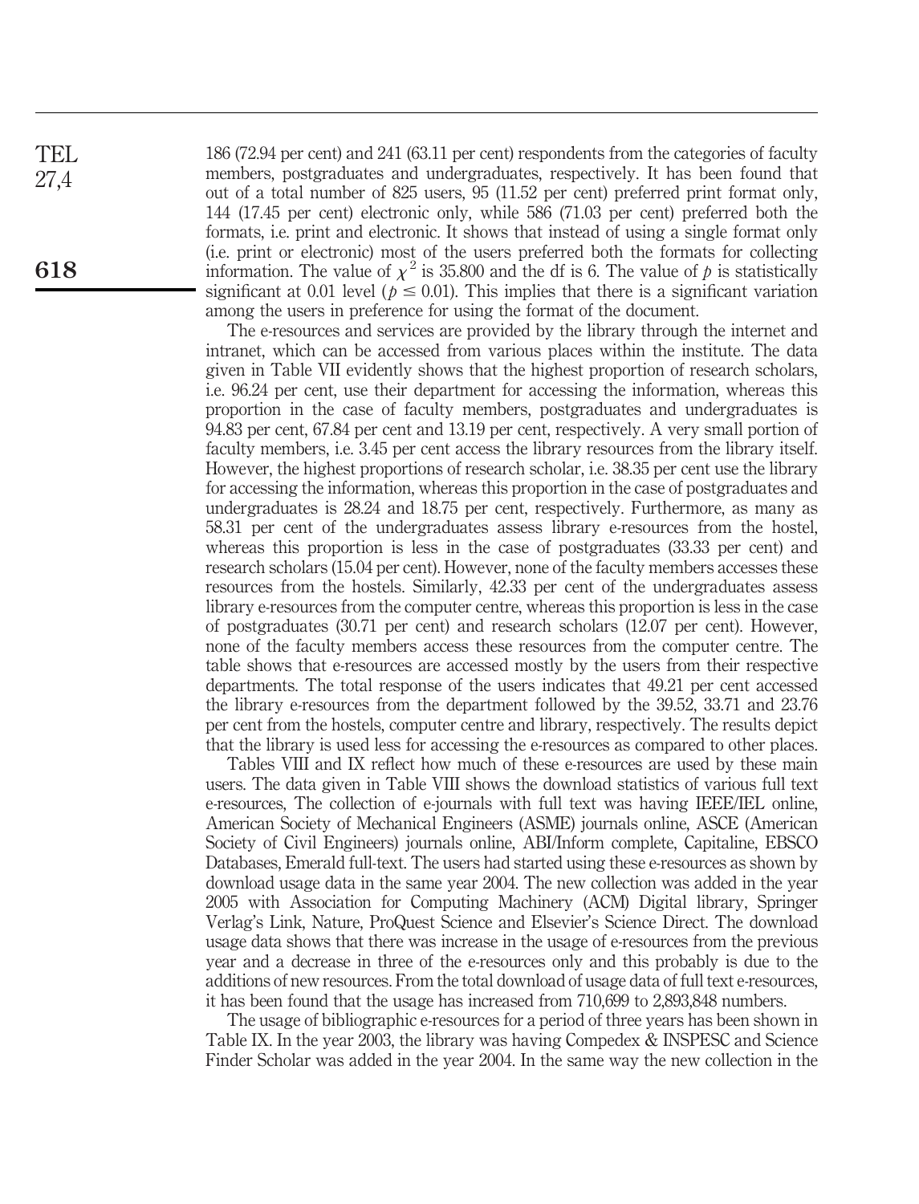186 (72.94 per cent) and 241 (63.11 per cent) respondents from the categories of faculty members, postgraduates and undergraduates, respectively. It has been found that out of a total number of 825 users, 95 (11.52 per cent) preferred print format only, 144 (17.45 per cent) electronic only, while 586 (71.03 per cent) preferred both the formats, i.e. print and electronic. It shows that instead of using a single format only (i.e. print or electronic) most of the users preferred both the formats for collecting information. The value of $\chi^2$ is 35.800 and the df is 6. The value of $p$ is statistically significant at 0.01 level ($p \leq 0.01$). This implies that there is a significant variation among the users in preference for using the format of the document.

The e-resources and services are provided by the library through the internet and intranet, which can be accessed from various places within the institute. The data given in Table VII evidently shows that the highest proportion of research scholars, i.e. 96.24 per cent, use their department for accessing the information, whereas this proportion in the case of faculty members, postgraduates and undergraduates is 94.83 per cent, 67.84 per cent and 13.19 per cent, respectively. A very small portion of faculty members, i.e. 3.45 per cent access the library resources from the library itself. However, the highest proportions of research scholar, i.e. 38.35 per cent use the library for accessing the information, whereas this proportion in the case of postgraduates and undergraduates is 28.24 and 18.75 per cent, respectively. Furthermore, as many as 58.31 per cent of the undergraduates assess library e-resources from the hostel, whereas this proportion is less in the case of postgraduates (33.33 per cent) and research scholars (15.04 per cent). However, none of the faculty members accesses these resources from the hostels. Similarly, 42.33 per cent of the undergraduates assess library e-resources from the computer centre, whereas this proportion is less in the case of postgraduates (30.71 per cent) and research scholars (12.07 per cent). However, none of the faculty members access these resources from the computer centre. The table shows that e-resources are accessed mostly by the users from their respective departments. The total response of the users indicates that 49.21 per cent accessed the library e-resources from the department followed by the 39.52, 33.71 and 23.76 per cent from the hostels, computer centre and library, respectively. The results depict that the library is used less for accessing the e-resources as compared to other places.

Tables VIII and IX reflect how much of these e-resources are used by these main users. The data given in Table VIII shows the download statistics of various full text e-resources, The collection of e-journals with full text was having IEEE/IEL online, American Society of Mechanical Engineers (ASME) journals online, ASCE (American Society of Civil Engineers) journals online, ABI/Inform complete, Capitaline, EBSCO Databases, Emerald full-text. The users had started using these e-resources as shown by download usage data in the same year 2004. The new collection was added in the year 2005 with Association for Computing Machinery (ACM) Digital library, Springer Verlag's Link, Nature, ProQuest Science and Elsevier's Science Direct. The download usage data shows that there was increase in the usage of e-resources from the previous year and a decrease in three of the e-resources only and this probably is due to the additions of new resources. From the total download of usage data of full text e-resources, it has been found that the usage has increased from 710,699 to 2,893,848 numbers.

The usage of bibliographic e-resources for a period of three years has been shown in Table IX. In the year 2003, the library was having Compedex & INSPESC and Science Finder Scholar was added in the year 2004. In the same way the new collection in the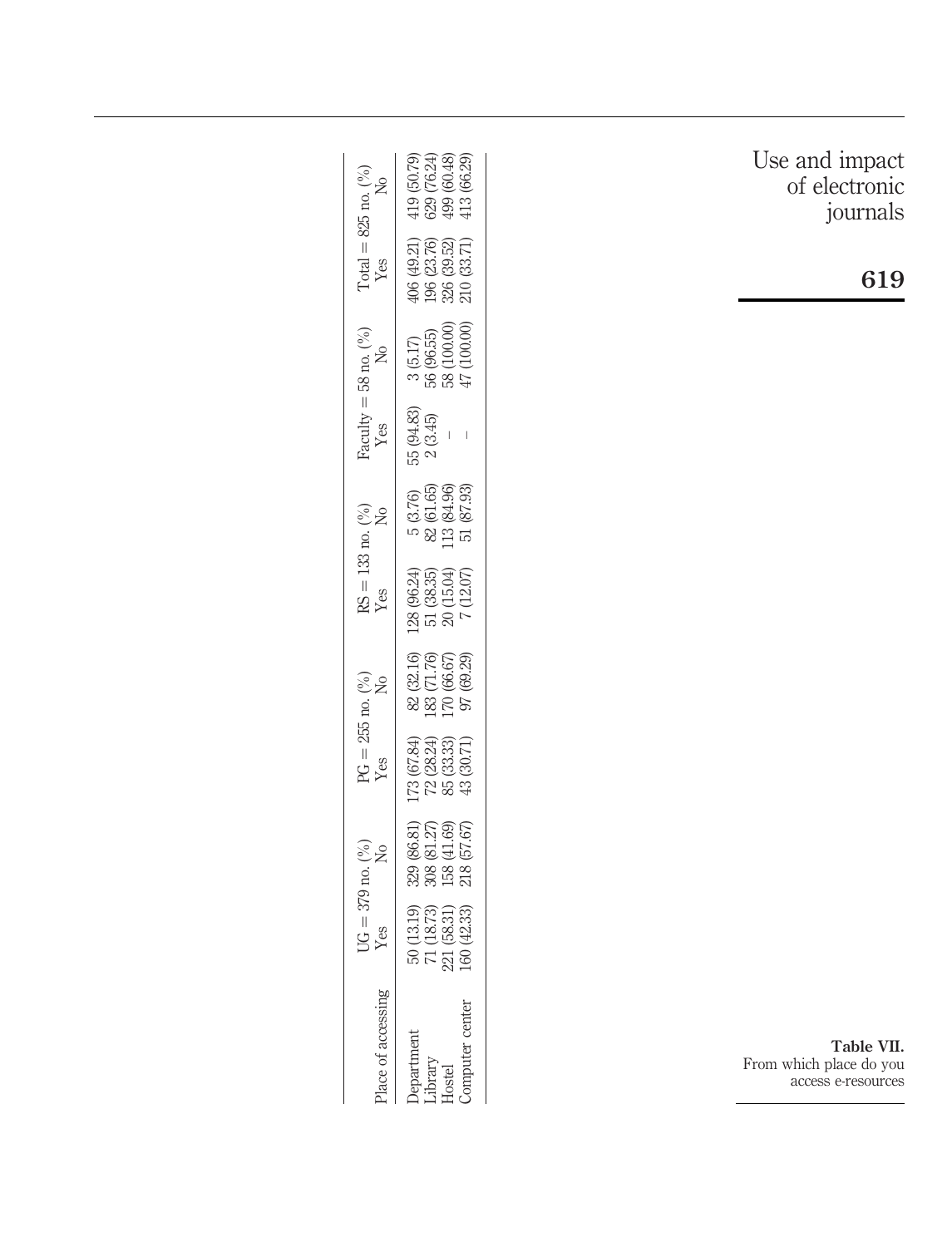| Place of accessing | UG = 379 no. (%) | | PG = 255 no. (%) | | RS = 133 no. (%) | | Faculty = 58 no. (%) | | Total = 825 no. (%) | |
|---|---|---|---|---|---|---|---|---|---|---|
| | Yes | No | Yes | No | Yes | No | Yes | No | Yes | No |
| Department | 50 (13.19) | 329 (86.81) | 173 (67.84) | 82 (32.16) | 128 (96.24) | 5 (3.76) | 55 (94.83) | 3 (5.17) | 406 (49.21) | 419 (50.79) |
| Library | 71 (18.73) | 308 (81.27) | 72 (28.24) | 183 (71.76) | 51 (38.35) | 82 (61.65) | 2 (3.45) | 56 (96.55) | 196 (23.76) | 629 (76.24) |
| Hostel | 221 (58.31) | 158 (41.69) | 85 (33.33) | 170 (66.67) | 20 (15.04) | 113 (84.96) | – | 58 (100.00) | 326 (39.52) | 499 (60.48) |
| Computer center | 160 (42.33) | 218 (57.67) | 43 (30.71) | 97 (69.29) | 7 (12.07) | 51 (87.93) | – | 47 (100.00) | 210 (33.71) | 413 (66.29) |

**Table VII.**
From which place do you access e-resources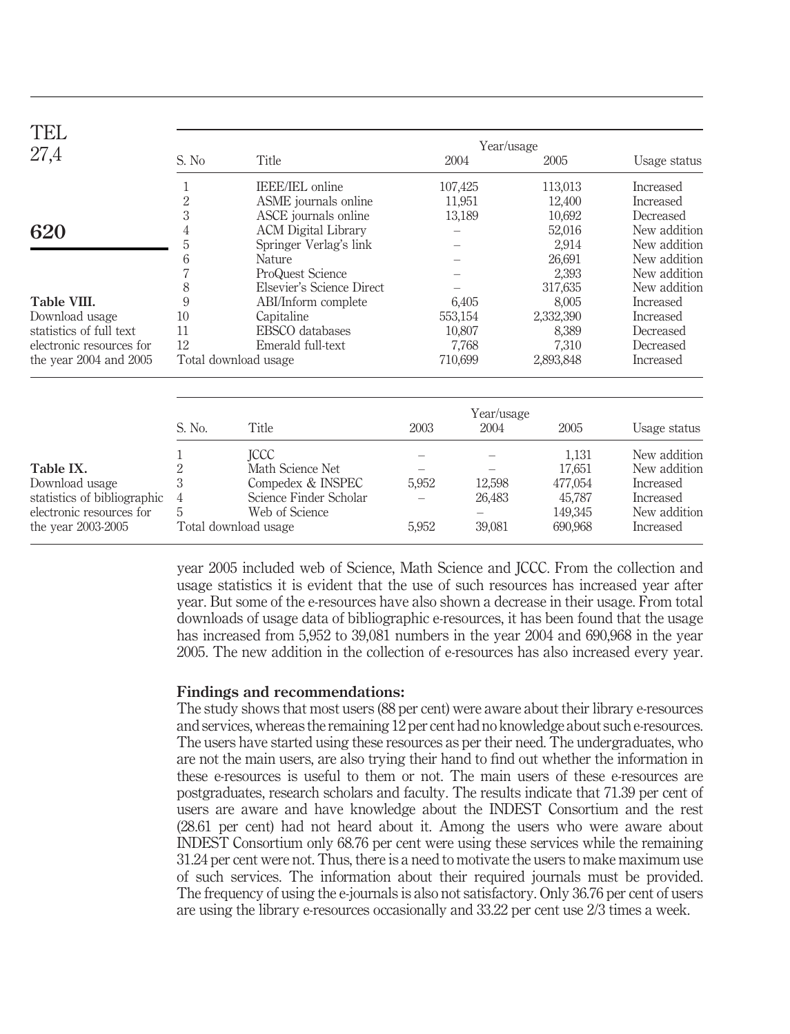**Table VIII.** Download usage statistics of full text electronic resources for the year 2004 and 2005

| S. No | Title | Year/usage 2004 | 2005 | Usage status |
|---|---|---|---|---|
| 1 | IEEE/IEL online | 107,425 | 113,013 | Increased |
| 2 | ASME journals online | 11,951 | 12,400 | Increased |
| 3 | ASCE journals online | 13,189 | 10,692 | Decreased |
| 4 | ACM Digital Library | – | 52,016 | New addition |
| 5 | Springer Verlag's link | – | 2,914 | New addition |
| 6 | Nature | – | 26,691 | New addition |
| 7 | ProQuest Science | – | 2,393 | New addition |
| 8 | Elsevier's Science Direct | – | 317,635 | New addition |
| 9 | ABI/Inform complete | 6,405 | 8,005 | Increased |
| 10 | Capitaline | 553,154 | 2,332,390 | Increased |
| 11 | EBSCO databases | 10,807 | 8,389 | Decreased |
| 12 | Emerald full-text | 7,768 | 7,310 | Decreased |
| Total download usage | | 710,699 | 2,893,848 | Increased |

**Table IX.** Download usage statistics of bibliographic electronic resources for the year 2003-2005

| S. No. | Title | Year/usage 2003 | 2004 | 2005 | Usage status |
|---|---|---|---|---|---|
| 1 | JCCC | – | – | 1,131 | New addition |
| 2 | Math Science Net | – | – | 17,651 | New addition |
| 3 | Compedex & INSPEC | 5,952 | 12,598 | 477,054 | Increased |
| 4 | Science Finder Scholar | – | 26,483 | 45,787 | Increased |
| 5 | Web of Science | | – | 149,345 | New addition |
| Total download usage | | 5,952 | 39,081 | 690,968 | Increased |

year 2005 included web of Science, Math Science and JCCC. From the collection and usage statistics it is evident that the use of such resources has increased year after year. But some of the e-resources have also shown a decrease in their usage. From total downloads of usage data of bibliographic e-resources, it has been found that the usage has increased from 5,952 to 39,081 numbers in the year 2004 and 690,968 in the year 2005. The new addition in the collection of e-resources has also increased every year.

### Findings and recommendations:

The study shows that most users (88 per cent) were aware about their library e-resources and services, whereas the remaining 12 per cent had no knowledge about such e-resources. The users have started using these resources as per their need. The undergraduates, who are not the main users, are also trying their hand to find out whether the information in these e-resources is useful to them or not. The main users of these e-resources are postgraduates, research scholars and faculty. The results indicate that 71.39 per cent of users are aware and have knowledge about the INDEST Consortium and the rest (28.61 per cent) had not heard about it. Among the users who were aware about INDEST Consortium only 68.76 per cent were using these services while the remaining 31.24 per cent were not. Thus, there is a need to motivate the users to make maximum use of such services. The information about their required journals must be provided. The frequency of using the e-journals is also not satisfactory. Only 36.76 per cent of users are using the library e-resources occasionally and 33.22 per cent use 2/3 times a week.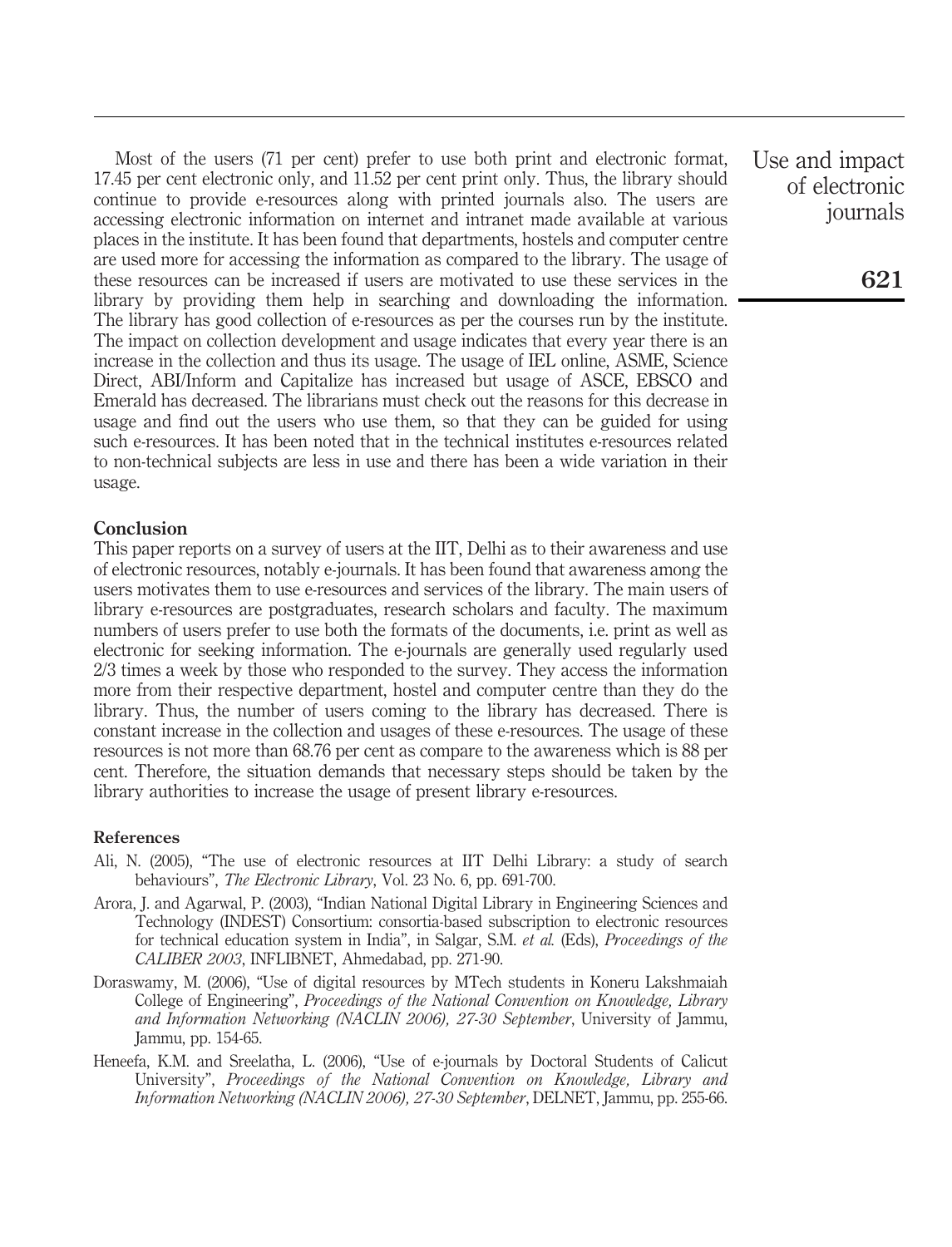Most of the users (71 per cent) prefer to use both print and electronic format, 17.45 per cent electronic only, and 11.52 per cent print only. Thus, the library should continue to provide e-resources along with printed journals also. The users are accessing electronic information on internet and intranet made available at various places in the institute. It has been found that departments, hostels and computer centre are used more for accessing the information as compared to the library. The usage of these resources can be increased if users are motivated to use these services in the library by providing them help in searching and downloading the information. The library has good collection of e-resources as per the courses run by the institute. The impact on collection development and usage indicates that every year there is an increase in the collection and thus its usage. The usage of IEL online, ASME, Science Direct, ABI/Inform and Capitalize has increased but usage of ASCE, EBSCO and Emerald has decreased. The librarians must check out the reasons for this decrease in usage and find out the users who use them, so that they can be guided for using such e-resources. It has been noted that in the technical institutes e-resources related to non-technical subjects are less in use and there has been a wide variation in their usage.

## Conclusion

This paper reports on a survey of users at the IIT, Delhi as to their awareness and use of electronic resources, notably e-journals. It has been found that awareness among the users motivates them to use e-resources and services of the library. The main users of library e-resources are postgraduates, research scholars and faculty. The maximum numbers of users prefer to use both the formats of the documents, i.e. print as well as electronic for seeking information. The e-journals are generally used regularly used 2/3 times a week by those who responded to the survey. They access the information more from their respective department, hostel and computer centre than they do the library. Thus, the number of users coming to the library has decreased. There is constant increase in the collection and usages of these e-resources. The usage of these resources is not more than 68.76 per cent as compare to the awareness which is 88 per cent. Therefore, the situation demands that necessary steps should be taken by the library authorities to increase the usage of present library e-resources.

## References

Ali, N. (2005), "The use of electronic resources at IIT Delhi Library: a study of search behaviours", *The Electronic Library*, Vol. 23 No. 6, pp. 691-700.

Arora, J. and Agarwal, P. (2003), "Indian National Digital Library in Engineering Sciences and Technology (INDEST) Consortium: consortia-based subscription to electronic resources for technical education system in India", in Salgar, S.M. *et al.* (Eds), *Proceedings of the CALIBER 2003*, INFLIBNET, Ahmedabad, pp. 271-90.

Doraswamy, M. (2006), "Use of digital resources by MTech students in Koneru Lakshmaiah College of Engineering", *Proceedings of the National Convention on Knowledge, Library and Information Networking (NACLIN 2006), 27-30 September*, University of Jammu, Jammu, pp. 154-65.

Heneefa, K.M. and Sreelatha, L. (2006), "Use of e-journals by Doctoral Students of Calicut University", *Proceedings of the National Convention on Knowledge, Library and Information Networking (NACLIN 2006), 27-30 September*, DELNET, Jammu, pp. 255-66.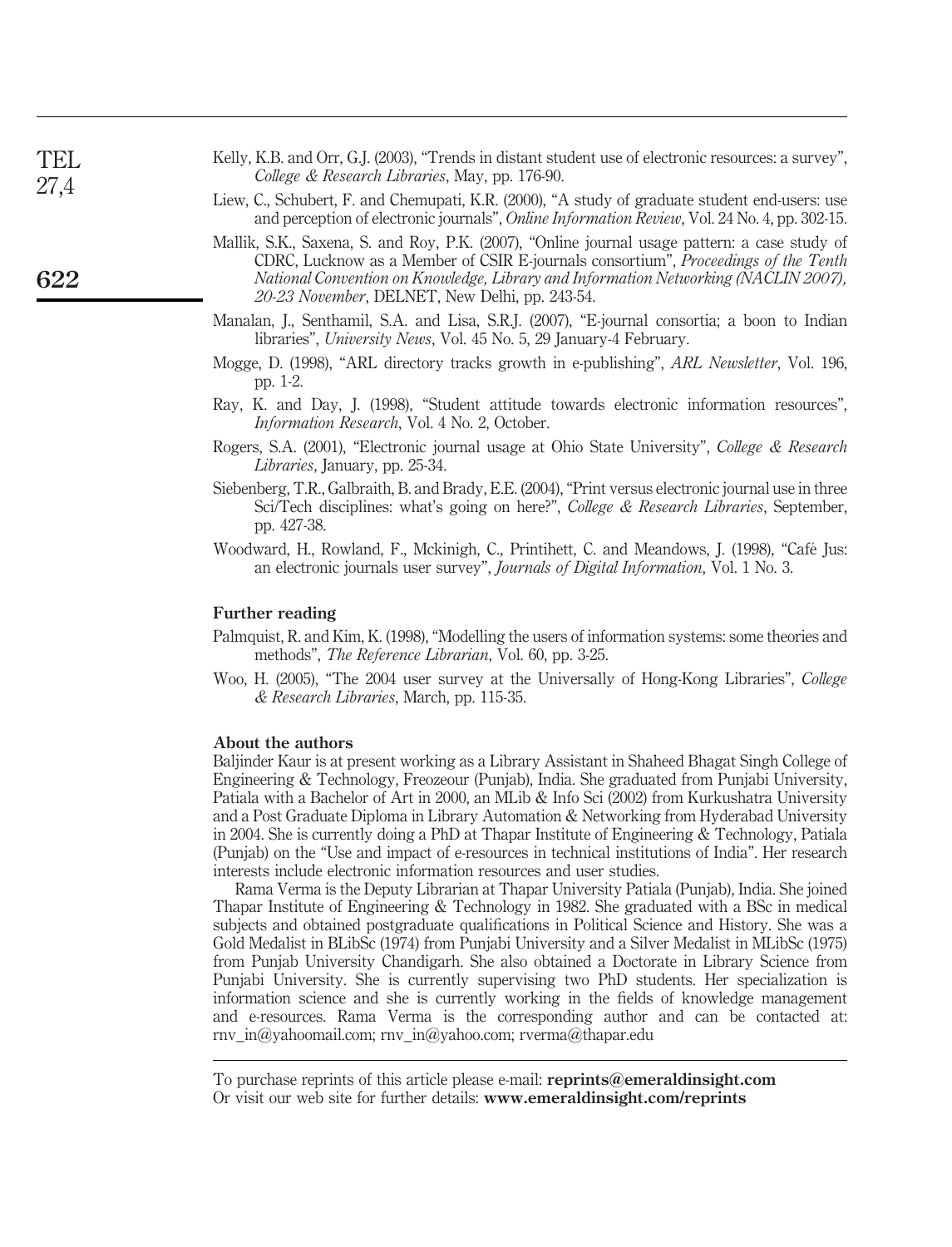Kelly, K.B. and Orr, G.J. (2003), "Trends in distant student use of electronic resources: a survey", *College & Research Libraries*, May, pp. 176-90.

Liew, C., Schubert, F. and Chemupati, K.R. (2000), "A study of graduate student end-users: use and perception of electronic journals", *Online Information Review*, Vol. 24 No. 4, pp. 302-15.

Mallik, S.K., Saxena, S. and Roy, P.K. (2007), "Online journal usage pattern: a case study of CDRC, Lucknow as a Member of CSIR E-journals consortium", *Proceedings of the Tenth National Convention on Knowledge, Library and Information Networking (NACLIN 2007), 20-23 November*, DELNET, New Delhi, pp. 243-54.

Manalan, J., Senthamil, S.A. and Lisa, S.R.J. (2007), "E-journal consortia; a boon to Indian libraries", *University News*, Vol. 45 No. 5, 29 January-4 February.

Mogge, D. (1998), "ARL directory tracks growth in e-publishing", *ARL Newsletter*, Vol. 196, pp. 1-2.

Ray, K. and Day, J. (1998), "Student attitude towards electronic information resources", *Information Research*, Vol. 4 No. 2, October.

Rogers, S.A. (2001), "Electronic journal usage at Ohio State University", *College & Research Libraries*, January, pp. 25-34.

Siebenberg, T.R., Galbraith, B. and Brady, E.E. (2004), "Print versus electronic journal use in three Sci/Tech disciplines: what's going on here?", *College & Research Libraries*, September, pp. 427-38.

Woodward, H., Rowland, F., Mckinigh, C., Printihett, C. and Meandows, J. (1998), "Café Jus: an electronic journals user survey", *Journals of Digital Information*, Vol. 1 No. 3.

## Further reading

Palmquist, R. and Kim, K. (1998), "Modelling the users of information systems: some theories and methods", *The Reference Librarian*, Vol. 60, pp. 3-25.

Woo, H. (2005), "The 2004 user survey at the Universally of Hong-Kong Libraries", *College & Research Libraries*, March, pp. 115-35.

## About the authors

Baljinder Kaur is at present working as a Library Assistant in Shaheed Bhagat Singh College of Engineering & Technology, Freozeour (Punjab), India. She graduated from Punjabi University, Patiala with a Bachelor of Art in 2000, an MLib & Info Sci (2002) from Kurkushatra University and a Post Graduate Diploma in Library Automation & Networking from Hyderabad University in 2004. She is currently doing a PhD at Thapar Institute of Engineering & Technology, Patiala (Punjab) on the "Use and impact of e-resources in technical institutions of India". Her research interests include electronic information resources and user studies.

Rama Verma is the Deputy Librarian at Thapar University Patiala (Punjab), India. She joined Thapar Institute of Engineering & Technology in 1982. She graduated with a BSc in medical subjects and obtained postgraduate qualifications in Political Science and History. She was a Gold Medalist in BLibSc (1974) from Punjabi University and a Silver Medalist in MLibSc (1975) from Punjab University Chandigarh. She also obtained a Doctorate in Library Science from Punjabi University. She is currently supervising two PhD students. Her specialization is information science and she is currently working in the fields of knowledge management and e-resources. Rama Verma is the corresponding author and can be contacted at: rnv_in@yahoomail.com; rnv_in@yahoo.com; rverma@thapar.edu

To purchase reprints of this article please e-mail: **reprints@emeraldinsight.com**
Or visit our web site for further details: **www.emeraldinsight.com/reprints**